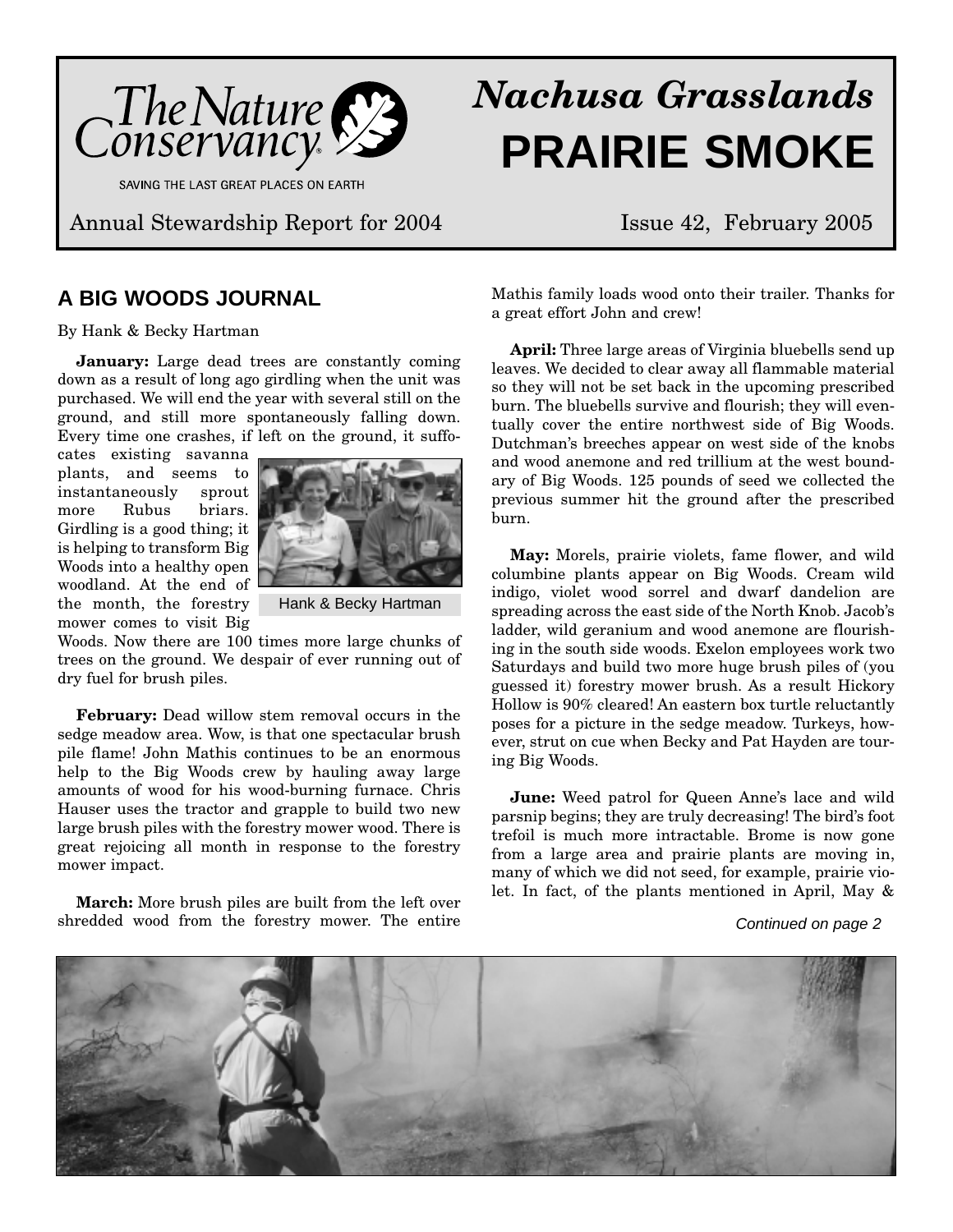The Nature Conservancy

SAVING THE LAST GREAT PLACES ON EARTH

# *Nachusa Grasslands* PRAIRIE SMOKE

Annual Stewardship Report for 2004 — Issue 42, February 2005

## A BIG WOODS JOURNAL

By Hank & Becky Hartman

**January:** Large dead trees are constantly coming down as a result of long ago girdling when the unit was purchased. We will end the year with several still on the ground, and still more spontaneously falling down. Every time one crashes, if left on the ground, it suffocates existing savanna plants, and seems to instantaneously sprout more Rubus briars. Girdling is a good thing; it is helping to transform Big Woods into a healthy open woodland. At the end of the month, the forestry mower comes to visit Big Woods. Now there are 100 times more large chunks of trees on the ground. We despair of ever running out of dry fuel for brush piles.

Hank & Becky Hartman

**February:** Dead willow stem removal occurs in the sedge meadow area. Wow, is that one spectacular brush pile flame! John Mathis continues to be an enormous help to the Big Woods crew by hauling away large amounts of wood for his wood-burning furnace. Chris Hauser uses the tractor and grapple to build two new large brush piles with the forestry mower wood. There is great rejoicing all month in response to the forestry mower impact.

**March:** More brush piles are built from the left over shredded wood from the forestry mower. The entire Mathis family loads wood onto their trailer. Thanks for a great effort John and crew!

**April:** Three large areas of Virginia bluebells send up leaves. We decided to clear away all flammable material so they will not be set back in the upcoming prescribed burn. The bluebells survive and flourish; they will eventually cover the entire northwest side of Big Woods. Dutchman's breeches appear on west side of the knobs and wood anemone and red trillium at the west boundary of Big Woods. 125 pounds of seed we collected the previous summer hit the ground after the prescribed burn.

**May:** Morels, prairie violets, fame flower, and wild columbine plants appear on Big Woods. Cream wild indigo, violet wood sorrel and dwarf dandelion are spreading across the east side of the North Knob. Jacob's ladder, wild geranium and wood anemone are flourishing in the south side woods. Exelon employees work two Saturdays and build two more huge brush piles of (you guessed it) forestry mower brush. As a result Hickory Hollow is 90% cleared! An eastern box turtle reluctantly poses for a picture in the sedge meadow. Turkeys, however, strut on cue when Becky and Pat Hayden are touring Big Woods.

**June:** Weed patrol for Queen Anne's lace and wild parsnip begins; they are truly decreasing! The bird's foot trefoil is much more intractable. Brome is now gone from a large area and prairie plants are moving in, many of which we did not seed, for example, prairie violet. In fact, of the plants mentioned in April, May &

*Continued on page 2*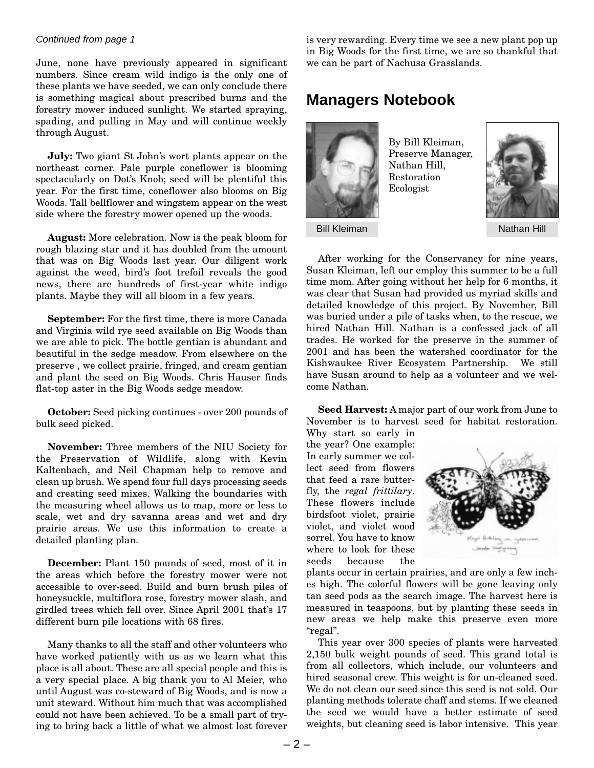*Continued from page 1*

June, none have previously appeared in significant numbers. Since cream wild indigo is the only one of these plants we have seeded, we can only conclude there is something magical about prescribed burns and the forestry mower induced sunlight. We started spraying, spading, and pulling in May and will continue weekly through August.

**July:** Two giant St John's wort plants appear on the northeast corner. Pale purple coneflower is blooming spectacularly on Dot's Knob; seed will be plentiful this year. For the first time, coneflower also blooms on Big Woods. Tall bellflower and wingstem appear on the west side where the forestry mower opened up the woods.

**August:** More celebration. Now is the peak bloom for rough blazing star and it has doubled from the amount that was on Big Woods last year. Our diligent work against the weed, bird's foot trefoil reveals the good news, there are hundreds of first-year white indigo plants. Maybe they will all bloom in a few years.

**September:** For the first time, there is more Canada and Virginia wild rye seed available on Big Woods than we are able to pick. The bottle gentian is abundant and beautiful in the sedge meadow. From elsewhere on the preserve , we collect prairie, fringed, and cream gentian and plant the seed on Big Woods. Chris Hauser finds flat-top aster in the Big Woods sedge meadow.

**October:** Seed picking continues - over 200 pounds of bulk seed picked.

**November:** Three members of the NIU Society for the Preservation of Wildlife, along with Kevin Kaltenbach, and Neil Chapman help to remove and clean up brush. We spend four full days processing seeds and creating seed mixes. Walking the boundaries with the measuring wheel allows us to map, more or less to scale, wet and dry savanna areas and wet and dry prairie areas. We use this information to create a detailed planting plan.

**December:** Plant 150 pounds of seed, most of it in the areas which before the forestry mower were not accessible to over-seed. Build and burn brush piles of honeysuckle, multiflora rose, forestry mower slash, and girdled trees which fell over. Since April 2001 that's 17 different burn pile locations with 68 fires.

Many thanks to all the staff and other volunteers who have worked patiently with us as we learn what this place is all about. These are all special people and this is a very special place. A big thank you to Al Meier, who until August was co-steward of Big Woods, and is now a unit steward. Without him much that was accomplished could not have been achieved. To be a small part of trying to bring back a little of what we almost lost forever is very rewarding. Every time we see a new plant pop up in Big Woods for the first time, we are so thankful that we can be part of Nachusa Grasslands.

## Managers Notebook

By Bill Kleiman, Preserve Manager, Nathan Hill, Restoration Ecologist

Bill Kleiman

Nathan Hill

After working for the Conservancy for nine years, Susan Kleiman, left our employ this summer to be a full time mom. After going without her help for 6 months, it was clear that Susan had provided us myriad skills and detailed knowledge of this project. By November, Bill was buried under a pile of tasks when, to the rescue, we hired Nathan Hill. Nathan is a confessed jack of all trades. He worked for the preserve in the summer of 2001 and has been the watershed coordinator for the Kishwaukee River Ecosystem Partnership. We still have Susan around to help as a volunteer and we welcome Nathan.

**Seed Harvest:** A major part of our work from June to November is to harvest seed for habitat restoration. Why start so early in the year? One example: In early summer we collect seed from flowers that feed a rare butterfly, the *regal frittilary*. These flowers include birdsfoot violet, prairie violet, and violet wood sorrel. You have to know where to look for these seeds because the plants occur in certain prairies, and are only a few inches high. The colorful flowers will be gone leaving only tan seed pods as the search image. The harvest here is measured in teaspoons, but by planting these seeds in new areas we help make this preserve even more "regal".

This year over 300 species of plants were harvested 2,150 bulk weight pounds of seed. This grand total is from all collectors, which include, our volunteers and hired seasonal crew. This weight is for un-cleaned seed. We do not clean our seed since this seed is not sold. Our planting methods tolerate chaff and stems. If we cleaned the seed we would have a better estimate of seed weights, but cleaning seed is labor intensive. This year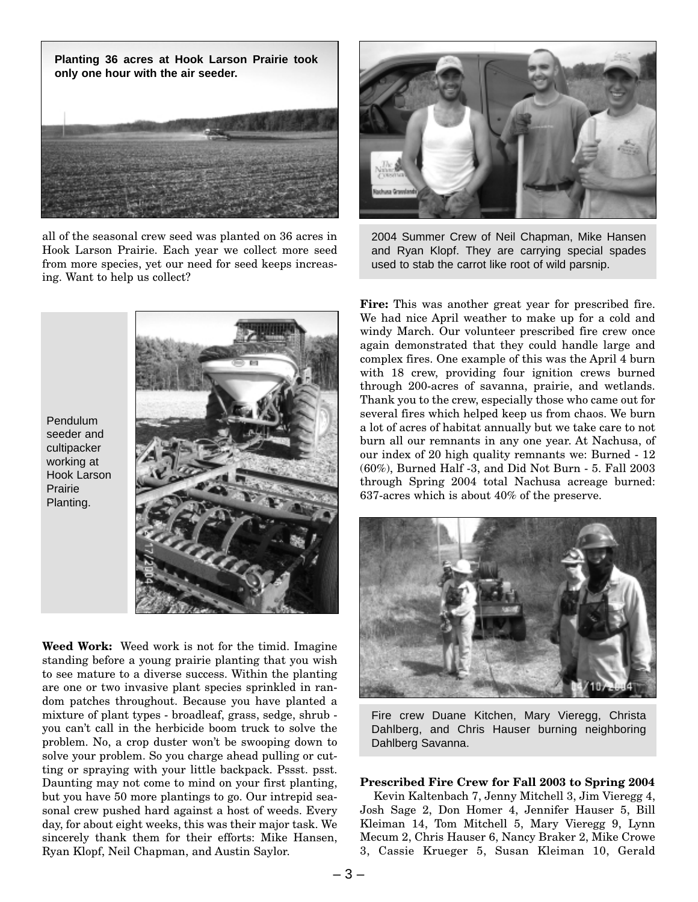Planting 36 acres at Hook Larson Prairie took only one hour with the air seeder.

all of the seasonal crew seed was planted on 36 acres in Hook Larson Prairie. Each year we collect more seed from more species, yet our need for seed keeps increasing. Want to help us collect?

Pendulum seeder and cultipacker working at Hook Larson Prairie Planting.

**Weed Work:** Weed work is not for the timid. Imagine standing before a young prairie planting that you wish to see mature to a diverse success. Within the planting are one or two invasive plant species sprinkled in random patches throughout. Because you have planted a mixture of plant types - broadleaf, grass, sedge, shrub - you can't call in the herbicide boom truck to solve the problem. No, a crop duster won't be swooping down to solve your problem. So you charge ahead pulling or cutting or spraying with your little backpack. Pssst. psst. Daunting may not come to mind on your first planting, but you have 50 more plantings to go. Our intrepid seasonal crew pushed hard against a host of weeds. Every day, for about eight weeks, this was their major task. We sincerely thank them for their efforts: Mike Hansen, Ryan Klopf, Neil Chapman, and Austin Saylor.

2004 Summer Crew of Neil Chapman, Mike Hansen and Ryan Klopf. They are carrying special spades used to stab the carrot like root of wild parsnip.

**Fire:** This was another great year for prescribed fire. We had nice April weather to make up for a cold and windy March. Our volunteer prescribed fire crew once again demonstrated that they could handle large and complex fires. One example of this was the April 4 burn with 18 crew, providing four ignition crews burned through 200-acres of savanna, prairie, and wetlands. Thank you to the crew, especially those who came out for several fires which helped keep us from chaos. We burn a lot of acres of habitat annually but we take care to not burn all our remnants in any one year. At Nachusa, of our index of 20 high quality remnants we: Burned - 12 (60%), Burned Half -3, and Did Not Burn - 5. Fall 2003 through Spring 2004 total Nachusa acreage burned: 637-acres which is about 40% of the preserve.

Fire crew Duane Kitchen, Mary Vieregg, Christa Dahlberg, and Chris Hauser burning neighboring Dahlberg Savanna.

**Prescribed Fire Crew for Fall 2003 to Spring 2004**

Kevin Kaltenbach 7, Jenny Mitchell 3, Jim Vieregg 4, Josh Sage 2, Don Homer 4, Jennifer Hauser 5, Bill Kleiman 14, Tom Mitchell 5, Mary Vieregg 9, Lynn Mecum 2, Chris Hauser 6, Nancy Braker 2, Mike Crowe 3, Cassie Krueger 5, Susan Kleiman 10, Gerald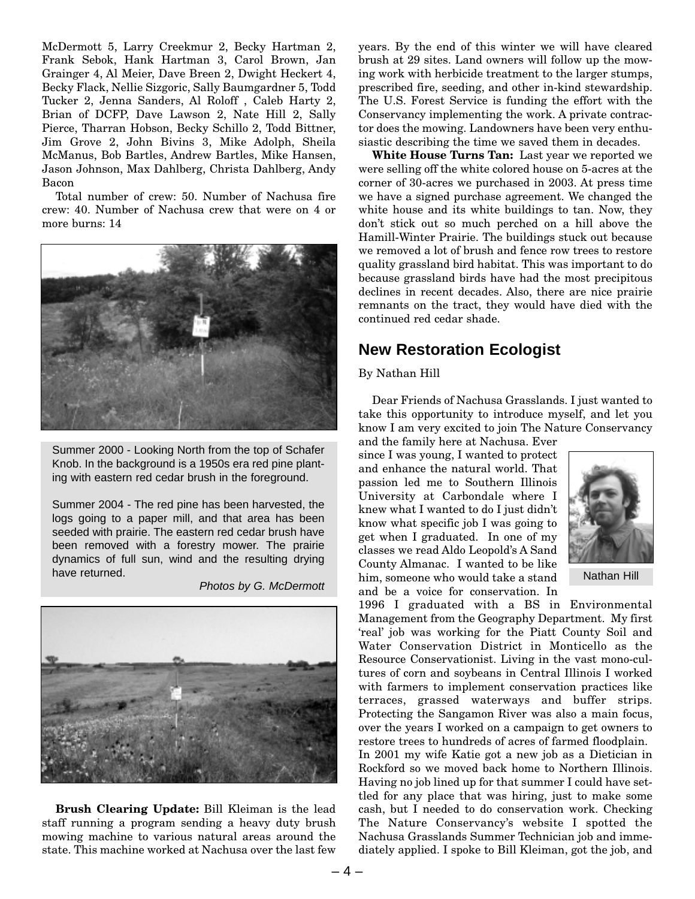McDermott 5, Larry Creekmur 2, Becky Hartman 2, Frank Sebok, Hank Hartman 3, Carol Brown, Jan Grainger 4, Al Meier, Dave Breen 2, Dwight Heckert 4, Becky Flack, Nellie Sizgoric, Sally Baumgardner 5, Todd Tucker 2, Jenna Sanders, Al Roloff , Caleb Harty 2, Brian of DCFP, Dave Lawson 2, Nate Hill 2, Sally Pierce, Tharran Hobson, Becky Schillo 2, Todd Bittner, Jim Grove 2, John Bivins 3, Mike Adolph, Sheila McManus, Bob Bartles, Andrew Bartles, Mike Hansen, Jason Johnson, Max Dahlberg, Christa Dahlberg, Andy Bacon

Total number of crew: 50. Number of Nachusa fire crew: 40. Number of Nachusa crew that were on 4 or more burns: 14

Summer 2000 - Looking North from the top of Schafer Knob. In the background is a 1950s era red pine planting with eastern red cedar brush in the foreground.

Summer 2004 - The red pine has been harvested, the logs going to a paper mill, and that area has been seeded with prairie. The eastern red cedar brush have been removed with a forestry mower. The prairie dynamics of full sun, wind and the resulting drying have returned.

*Photos by G. McDermott*

**Brush Clearing Update:** Bill Kleiman is the lead staff running a program sending a heavy duty brush mowing machine to various natural areas around the state. This machine worked at Nachusa over the last few years. By the end of this winter we will have cleared brush at 29 sites. Land owners will follow up the mowing work with herbicide treatment to the larger stumps, prescribed fire, seeding, and other in-kind stewardship. The U.S. Forest Service is funding the effort with the Conservancy implementing the work. A private contractor does the mowing. Landowners have been very enthusiastic describing the time we saved them in decades.

**White House Turns Tan:** Last year we reported we were selling off the white colored house on 5-acres at the corner of 30-acres we purchased in 2003. At press time we have a signed purchase agreement. We changed the white house and its white buildings to tan. Now, they don't stick out so much perched on a hill above the Hamill-Winter Prairie. The buildings stuck out because we removed a lot of brush and fence row trees to restore quality grassland bird habitat. This was important to do because grassland birds have had the most precipitous declines in recent decades. Also, there are nice prairie remnants on the tract, they would have died with the continued red cedar shade.

## New Restoration Ecologist

By Nathan Hill

Dear Friends of Nachusa Grasslands. I just wanted to take this opportunity to introduce myself, and let you know I am very excited to join The Nature Conservancy and the family here at Nachusa. Ever since I was young, I wanted to protect and enhance the natural world. That passion led me to Southern Illinois University at Carbondale where I knew what I wanted to do I just didn't know what specific job I was going to get when I graduated. In one of my classes we read Aldo Leopold's A Sand County Almanac. I wanted to be like him, someone who would take a stand and be a voice for conservation. In 1996 I graduated with a BS in Environmental Management from the Geography Department. My first 'real' job was working for the Piatt County Soil and Water Conservation District in Monticello as the Resource Conservationist. Living in the vast mono-cultures of corn and soybeans in Central Illinois I worked with farmers to implement conservation practices like terraces, grassed waterways and buffer strips. Protecting the Sangamon River was also a main focus, over the years I worked on a campaign to get owners to restore trees to hundreds of acres of farmed floodplain.

Nathan Hill

In 2001 my wife Katie got a new job as a Dietician in Rockford so we moved back home to Northern Illinois. Having no job lined up for that summer I could have settled for any place that was hiring, just to make some cash, but I needed to do conservation work. Checking The Nature Conservancy's website I spotted the Nachusa Grasslands Summer Technician job and immediately applied. I spoke to Bill Kleiman, got the job, and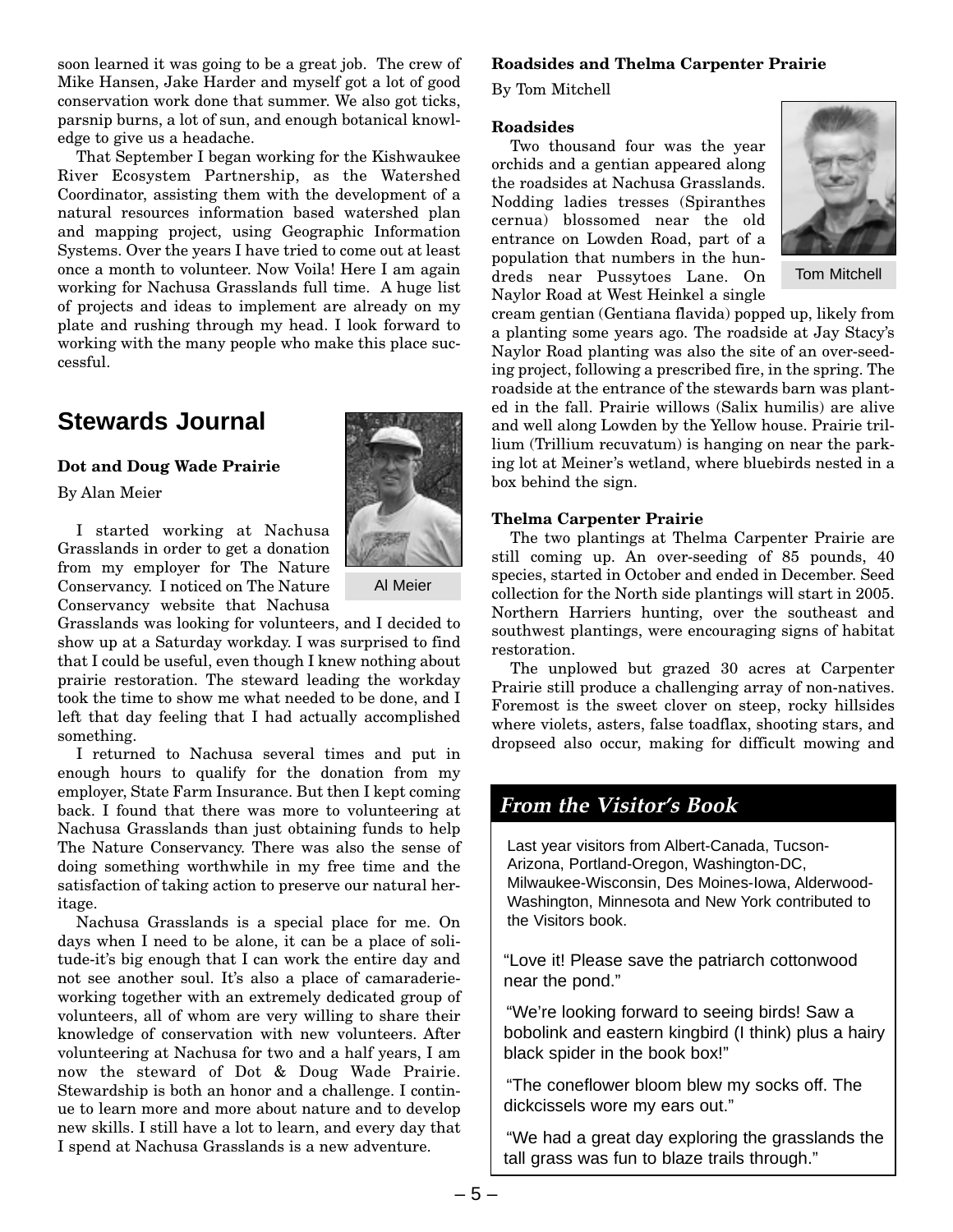soon learned it was going to be a great job. The crew of Mike Hansen, Jake Harder and myself got a lot of good conservation work done that summer. We also got ticks, parsnip burns, a lot of sun, and enough botanical knowledge to give us a headache.

That September I began working for the Kishwaukee River Ecosystem Partnership, as the Watershed Coordinator, assisting them with the development of a natural resources information based watershed plan and mapping project, using Geographic Information Systems. Over the years I have tried to come out at least once a month to volunteer. Now Voila! Here I am again working for Nachusa Grasslands full time. A huge list of projects and ideas to implement are already on my plate and rushing through my head. I look forward to working with the many people who make this place successful.

## Stewards Journal

### Dot and Doug Wade Prairie

By Alan Meier

Al Meier

I started working at Nachusa Grasslands in order to get a donation from my employer for The Nature Conservancy. I noticed on The Nature Conservancy website that Nachusa Grasslands was looking for volunteers, and I decided to show up at a Saturday workday. I was surprised to find that I could be useful, even though I knew nothing about prairie restoration. The steward leading the workday took the time to show me what needed to be done, and I left that day feeling that I had actually accomplished something.

I returned to Nachusa several times and put in enough hours to qualify for the donation from my employer, State Farm Insurance. But then I kept coming back. I found that there was more to volunteering at Nachusa Grasslands than just obtaining funds to help The Nature Conservancy. There was also the sense of doing something worthwhile in my free time and the satisfaction of taking action to preserve our natural heritage.

Nachusa Grasslands is a special place for me. On days when I need to be alone, it can be a place of solitude-it's big enough that I can work the entire day and not see another soul. It's also a place of camaraderie-working together with an extremely dedicated group of volunteers, all of whom are very willing to share their knowledge of conservation with new volunteers. After volunteering at Nachusa for two and a half years, I am now the steward of Dot & Doug Wade Prairie. Stewardship is both an honor and a challenge. I continue to learn more and more about nature and to develop new skills. I still have a lot to learn, and every day that I spend at Nachusa Grasslands is a new adventure.

### Roadsides and Thelma Carpenter Prairie

By Tom Mitchell

Tom Mitchell

#### Roadsides

Two thousand four was the year orchids and a gentian appeared along the roadsides at Nachusa Grasslands. Nodding ladies tresses (Spiranthes cernua) blossomed near the old entrance on Lowden Road, part of a population that numbers in the hundreds near Pussytoes Lane. On Naylor Road at West Heinkel a single cream gentian (Gentiana flavida) popped up, likely from a planting some years ago. The roadside at Jay Stacy's Naylor Road planting was also the site of an over-seeding project, following a prescribed fire, in the spring. The roadside at the entrance of the stewards barn was planted in the fall. Prairie willows (Salix humilis) are alive and well along Lowden by the Yellow house. Prairie trillium (Trillium recuvatum) is hanging on near the parking lot at Meiner's wetland, where bluebirds nested in a box behind the sign.

#### Thelma Carpenter Prairie

The two plantings at Thelma Carpenter Prairie are still coming up. An over-seeding of 85 pounds, 40 species, started in October and ended in December. Seed collection for the North side plantings will start in 2005. Northern Harriers hunting, over the southeast and southwest plantings, were encouraging signs of habitat restoration.

The unplowed but grazed 30 acres at Carpenter Prairie still produce a challenging array of non-natives. Foremost is the sweet clover on steep, rocky hillsides where violets, asters, false toadflax, shooting stars, and dropseed also occur, making for difficult mowing and

### *From the Visitor's Book*

Last year visitors from Albert-Canada, Tucson-Arizona, Portland-Oregon, Washington-DC, Milwaukee-Wisconsin, Des Moines-Iowa, Alderwood-Washington, Minnesota and New York contributed to the Visitors book.

"Love it! Please save the patriarch cottonwood near the pond."

"We're looking forward to seeing birds! Saw a bobolink and eastern kingbird (I think) plus a hairy black spider in the book box!"

"The coneflower bloom blew my socks off. The dickcissels wore my ears out."

"We had a great day exploring the grasslands the tall grass was fun to blaze trails through."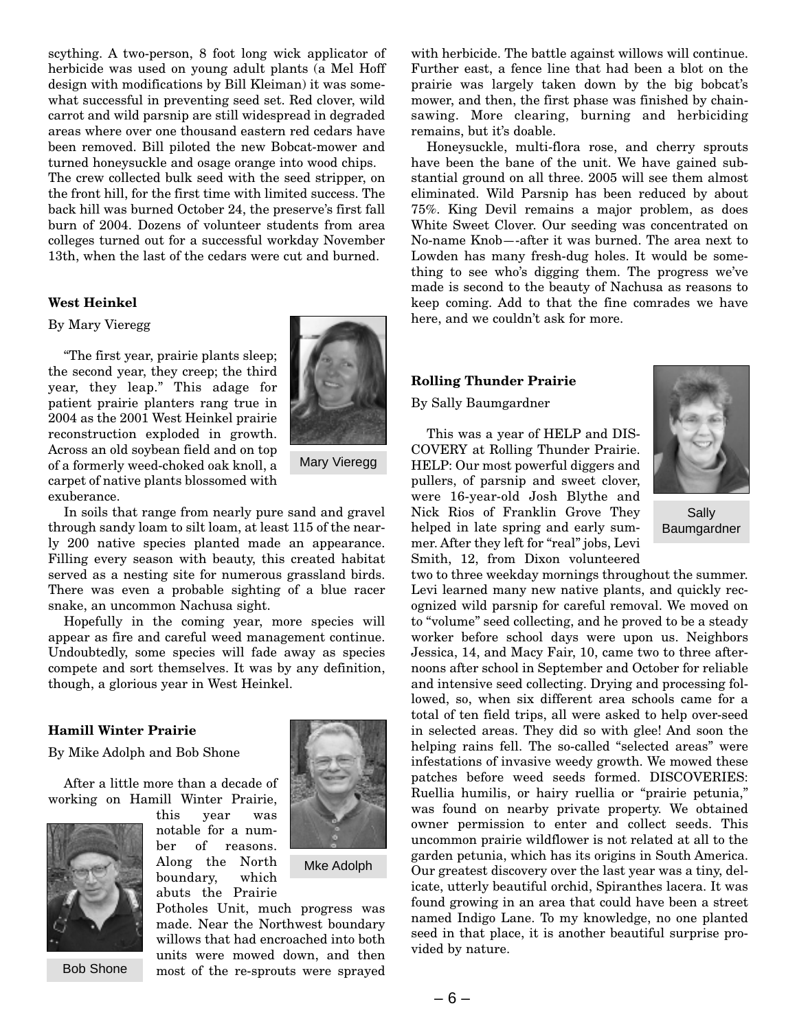scything. A two-person, 8 foot long wick applicator of herbicide was used on young adult plants (a Mel Hoff design with modifications by Bill Kleiman) it was somewhat successful in preventing seed set. Red clover, wild carrot and wild parsnip are still widespread in degraded areas where over one thousand eastern red cedars have been removed. Bill piloted the new Bobcat-mower and turned honeysuckle and osage orange into wood chips.

The crew collected bulk seed with the seed stripper, on the front hill, for the first time with limited success. The back hill was burned October 24, the preserve's first fall burn of 2004. Dozens of volunteer students from area colleges turned out for a successful workday November 13th, when the last of the cedars were cut and burned.

### West Heinkel

By Mary Vieregg

Mary Vieregg

"The first year, prairie plants sleep; the second year, they creep; the third year, they leap." This adage for patient prairie planters rang true in 2004 as the 2001 West Heinkel prairie reconstruction exploded in growth. Across an old soybean field and on top of a formerly weed-choked oak knoll, a carpet of native plants blossomed with exuberance.

In soils that range from nearly pure sand and gravel through sandy loam to silt loam, at least 115 of the nearly 200 native species planted made an appearance. Filling every season with beauty, this created habitat served as a nesting site for numerous grassland birds. There was even a probable sighting of a blue racer snake, an uncommon Nachusa sight.

Hopefully in the coming year, more species will appear as fire and careful weed management continue. Undoubtedly, some species will fade away as species compete and sort themselves. It was by any definition, though, a glorious year in West Heinkel.

### Hamill Winter Prairie

By Mike Adolph and Bob Shone

Mke Adolph

Bob Shone

After a little more than a decade of working on Hamill Winter Prairie, this year was notable for a number of reasons. Along the North boundary, which abuts the Prairie Potholes Unit, much progress was made. Near the Northwest boundary willows that had encroached into both units were mowed down, and then most of the re-sprouts were sprayed with herbicide. The battle against willows will continue. Further east, a fence line that had been a blot on the prairie was largely taken down by the big bobcat's mower, and then, the first phase was finished by chainsawing. More clearing, burning and herbiciding remains, but it's doable.

Honeysuckle, multi-flora rose, and cherry sprouts have been the bane of the unit. We have gained substantial ground on all three. 2005 will see them almost eliminated. Wild Parsnip has been reduced by about 75%. King Devil remains a major problem, as does White Sweet Clover. Our seeding was concentrated on No-name Knob—-after it was burned. The area next to Lowden has many fresh-dug holes. It would be something to see who's digging them. The progress we've made is second to the beauty of Nachusa as reasons to keep coming. Add to that the fine comrades we have here, and we couldn't ask for more.

### Rolling Thunder Prairie

By Sally Baumgardner

Sally Baumgardner

This was a year of HELP and DISCOVERY at Rolling Thunder Prairie. HELP: Our most powerful diggers and pullers, of parsnip and sweet clover, were 16-year-old Josh Blythe and Nick Rios of Franklin Grove They helped in late spring and early summer. After they left for "real" jobs, Levi Smith, 12, from Dixon volunteered two to three weekday mornings throughout the summer. Levi learned many new native plants, and quickly recognized wild parsnip for careful removal. We moved on to "volume" seed collecting, and he proved to be a steady worker before school days were upon us. Neighbors Jessica, 14, and Macy Fair, 10, came two to three afternoons after school in September and October for reliable and intensive seed collecting. Drying and processing followed, so, when six different area schools came for a total of ten field trips, all were asked to help over-seed in selected areas. They did so with glee! And soon the helping rains fell. The so-called "selected areas" were infestations of invasive weedy growth. We mowed these patches before weed seeds formed. DISCOVERIES: Ruellia humilis, or hairy ruellia or "prairie petunia," was found on nearby private property. We obtained owner permission to enter and collect seeds. This uncommon prairie wildflower is not related at all to the garden petunia, which has its origins in South America. Our greatest discovery over the last year was a tiny, delicate, utterly beautiful orchid, Spiranthes lacera. It was found growing in an area that could have been a street named Indigo Lane. To my knowledge, no one planted seed in that place, it is another beautiful surprise provided by nature.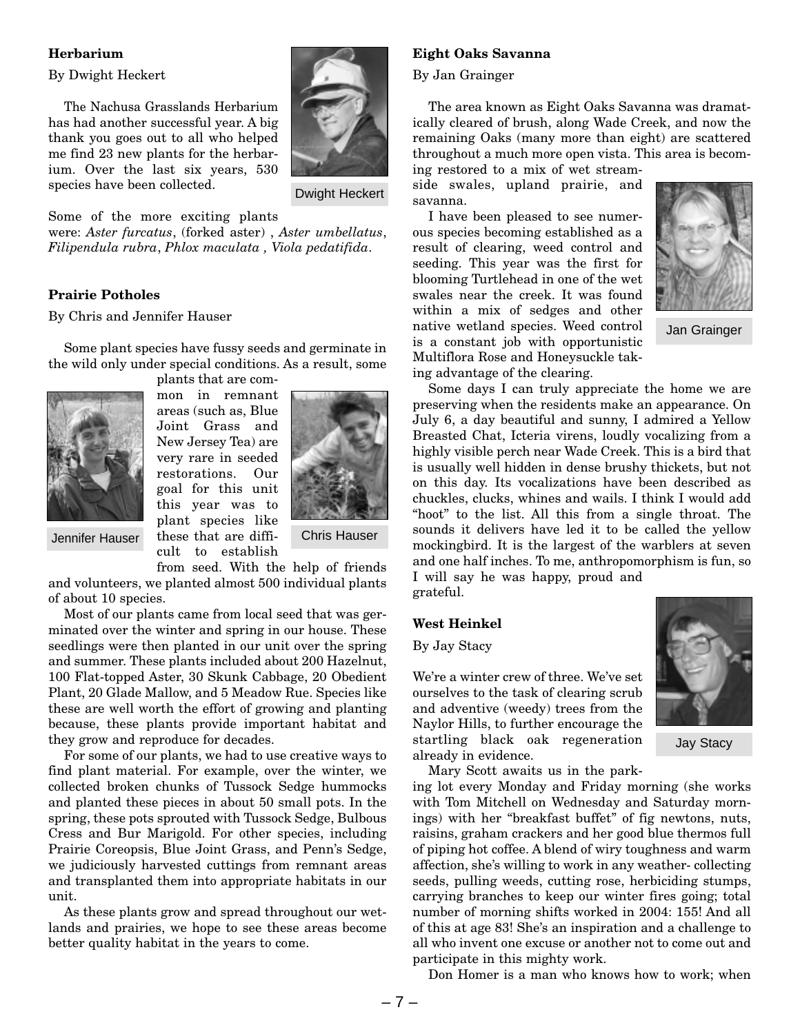### Herbarium

By Dwight Heckert

The Nachusa Grasslands Herbarium has had another successful year. A big thank you goes out to all who helped me find 23 new plants for the herbarium. Over the last six years, 530 species have been collected.

Dwight Heckert

Some of the more exciting plants were: *Aster furcatus*, (forked aster) , *Aster umbellatus*, *Filipendula rubra*, *Phlox maculata* , *Viola pedatifida*.

### Prairie Potholes

By Chris and Jennifer Hauser

Some plant species have fussy seeds and germinate in the wild only under special conditions. As a result, some plants that are common in remnant areas (such as, Blue Joint Grass and New Jersey Tea) are very rare in seeded restorations. Our goal for this unit this year was to plant species like these that are difficult to establish from seed. With the help of friends and volunteers, we planted almost 500 individual plants of about 10 species.

Jennifer Hauser

Chris Hauser

Most of our plants came from local seed that was germinated over the winter and spring in our house. These seedlings were then planted in our unit over the spring and summer. These plants included about 200 Hazelnut, 100 Flat-topped Aster, 30 Skunk Cabbage, 20 Obedient Plant, 20 Glade Mallow, and 5 Meadow Rue. Species like these are well worth the effort of growing and planting because, these plants provide important habitat and they grow and reproduce for decades.

For some of our plants, we had to use creative ways to find plant material. For example, over the winter, we collected broken chunks of Tussock Sedge hummocks and planted these pieces in about 50 small pots. In the spring, these pots sprouted with Tussock Sedge, Bulbous Cress and Bur Marigold. For other species, including Prairie Coreopsis, Blue Joint Grass, and Penn's Sedge, we judiciously harvested cuttings from remnant areas and transplanted them into appropriate habitats in our unit.

As these plants grow and spread throughout our wetlands and prairies, we hope to see these areas become better quality habitat in the years to come.

### Eight Oaks Savanna

By Jan Grainger

The area known as Eight Oaks Savanna was dramatically cleared of brush, along Wade Creek, and now the remaining Oaks (many more than eight) are scattered throughout a much more open vista. This area is becoming restored to a mix of wet streamside swales, upland prairie, and savanna.

I have been pleased to see numerous species becoming established as a result of clearing, weed control and seeding. This year was the first for blooming Turtlehead in one of the wet swales near the creek. It was found within a mix of sedges and other native wetland species. Weed control is a constant job with opportunistic Multiflora Rose and Honeysuckle taking advantage of the clearing.

Jan Grainger

Some days I can truly appreciate the home we are preserving when the residents make an appearance. On July 6, a day beautiful and sunny, I admired a Yellow Breasted Chat, Icteria virens, loudly vocalizing from a highly visible perch near Wade Creek. This is a bird that is usually well hidden in dense brushy thickets, but not on this day. Its vocalizations have been described as chuckles, clucks, whines and wails. I think I would add "hoot" to the list. All this from a single throat. The sounds it delivers have led it to be called the yellow mockingbird. It is the largest of the warblers at seven and one half inches. To me, anthropomorphism is fun, so I will say he was happy, proud and grateful.

### West Heinkel

By Jay Stacy

We're a winter crew of three. We've set ourselves to the task of clearing scrub and adventive (weedy) trees from the Naylor Hills, to further encourage the startling black oak regeneration already in evidence.

Jay Stacy

Mary Scott awaits us in the parking lot every Monday and Friday morning (she works with Tom Mitchell on Wednesday and Saturday mornings) with her "breakfast buffet" of fig newtons, nuts, raisins, graham crackers and her good blue thermos full of piping hot coffee. A blend of wiry toughness and warm affection, she's willing to work in any weather- collecting seeds, pulling weeds, cutting rose, herbiciding stumps, carrying branches to keep our winter fires going; total number of morning shifts worked in 2004: 155! And all of this at age 83! She's an inspiration and a challenge to all who invent one excuse or another not to come out and participate in this mighty work.

Don Homer is a man who knows how to work; when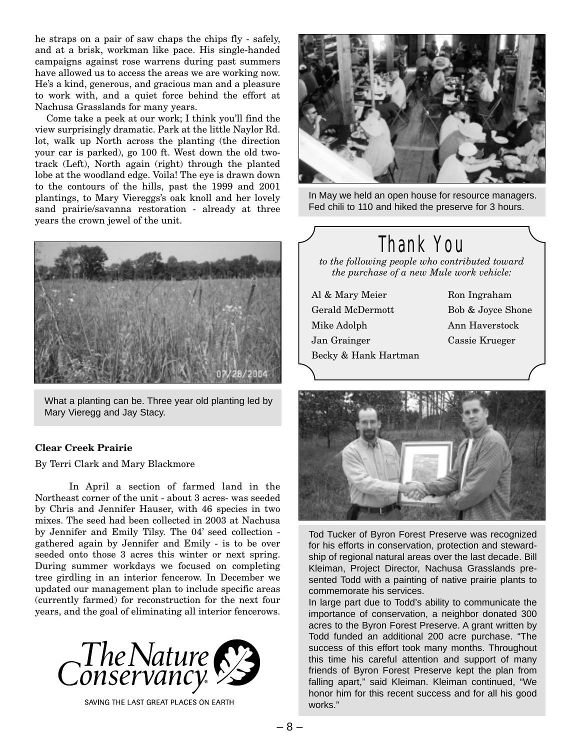he straps on a pair of saw chaps the chips fly - safely, and at a brisk, workman like pace. His single-handed campaigns against rose warrens during past summers have allowed us to access the areas we are working now. He's a kind, generous, and gracious man and a pleasure to work with, and a quiet force behind the effort at Nachusa Grasslands for many years.

Come take a peek at our work; I think you'll find the view surprisingly dramatic. Park at the little Naylor Rd. lot, walk up North across the planting (the direction your car is parked), go 100 ft. West down the old two-track (Left), North again (right) through the planted lobe at the woodland edge. Voila! The eye is drawn down to the contours of the hills, past the 1999 and 2001 plantings, to Mary Viereggs's oak knoll and her lovely sand prairie/savanna restoration - already at three years the crown jewel of the unit.

What a planting can be. Three year old planting led by Mary Vieregg and Jay Stacy.

**Clear Creek Prairie**

By Terri Clark and Mary Blackmore

In April a section of farmed land in the Northeast corner of the unit - about 3 acres- was seeded by Chris and Jennifer Hauser, with 46 species in two mixes. The seed had been collected in 2003 at Nachusa by Jennifer and Emily Tilsy. The 04' seed collection - gathered again by Jennifer and Emily - is to be over seeded onto those 3 acres this winter or next spring. During summer workdays we focused on completing tree girdling in an interior fencerow. In December we updated our management plan to include specific areas (currently farmed) for reconstruction for the next four years, and the goal of eliminating all interior fencerows.

The Nature Conservancy
SAVING THE LAST GREAT PLACES ON EARTH

In May we held an open house for resource managers. Fed chili to 110 and hiked the preserve for 3 hours.

## Thank You

*to the following people who contributed toward the purchase of a new Mule work vehicle:*

- Al & Mary Meier
- Gerald McDermott
- Mike Adolph
- Jan Grainger
- Becky & Hank Hartman
- Ron Ingraham
- Bob & Joyce Shone
- Ann Haverstock
- Cassie Krueger

Tod Tucker of Byron Forest Preserve was recognized for his efforts in conservation, protection and stewardship of regional natural areas over the last decade. Bill Kleiman, Project Director, Nachusa Grasslands presented Todd with a painting of native prairie plants to commemorate his services.

In large part due to Todd's ability to communicate the importance of conservation, a neighbor donated 300 acres to the Byron Forest Preserve. A grant written by Todd funded an additional 200 acre purchase. "The success of this effort took many months. Throughout this time his careful attention and support of many friends of Byron Forest Preserve kept the plan from falling apart," said Kleiman. Kleiman continued, "We honor him for this recent success and for all his good works."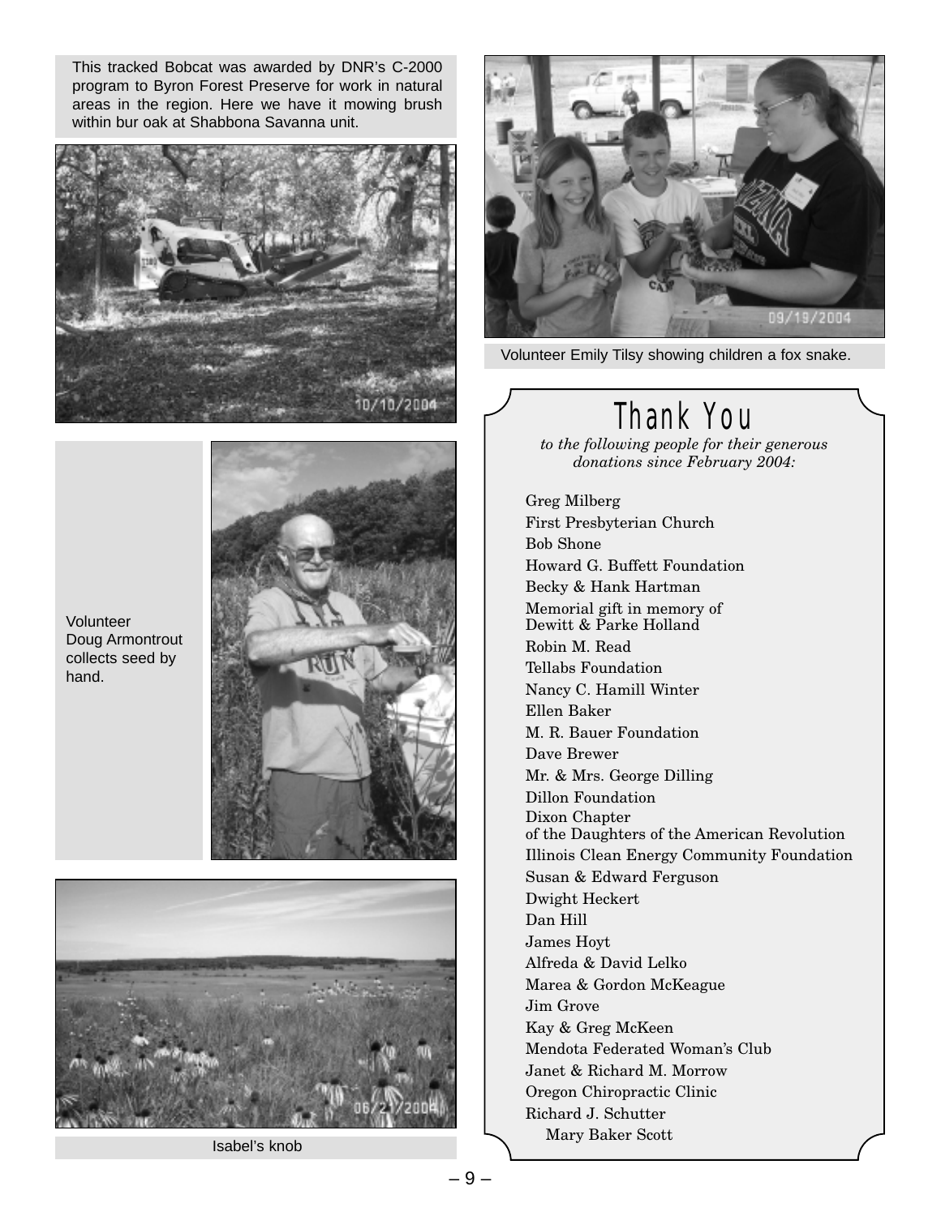This tracked Bobcat was awarded by DNR's C-2000 program to Byron Forest Preserve for work in natural areas in the region. Here we have it mowing brush within bur oak at Shabbona Savanna unit.

Volunteer Doug Armontrout collects seed by hand.

Isabel's knob

Volunteer Emily Tilsy showing children a fox snake.

## Thank You

*to the following people for their generous donations since February 2004:*

Greg Milberg
First Presbyterian Church
Bob Shone
Howard G. Buffett Foundation
Becky & Hank Hartman
Memorial gift in memory of Dewitt & Parke Holland
Robin M. Read
Tellabs Foundation
Nancy C. Hamill Winter
Ellen Baker
M. R. Bauer Foundation
Dave Brewer
Mr. & Mrs. George Dilling
Dillon Foundation
Dixon Chapter of the Daughters of the American Revolution
Illinois Clean Energy Community Foundation
Susan & Edward Ferguson
Dwight Heckert
Dan Hill
James Hoyt
Alfreda & David Lelko
Marea & Gordon McKeague
Jim Grove
Kay & Greg McKeen
Mendota Federated Woman's Club
Janet & Richard M. Morrow
Oregon Chiropractic Clinic
Richard J. Schutter
Mary Baker Scott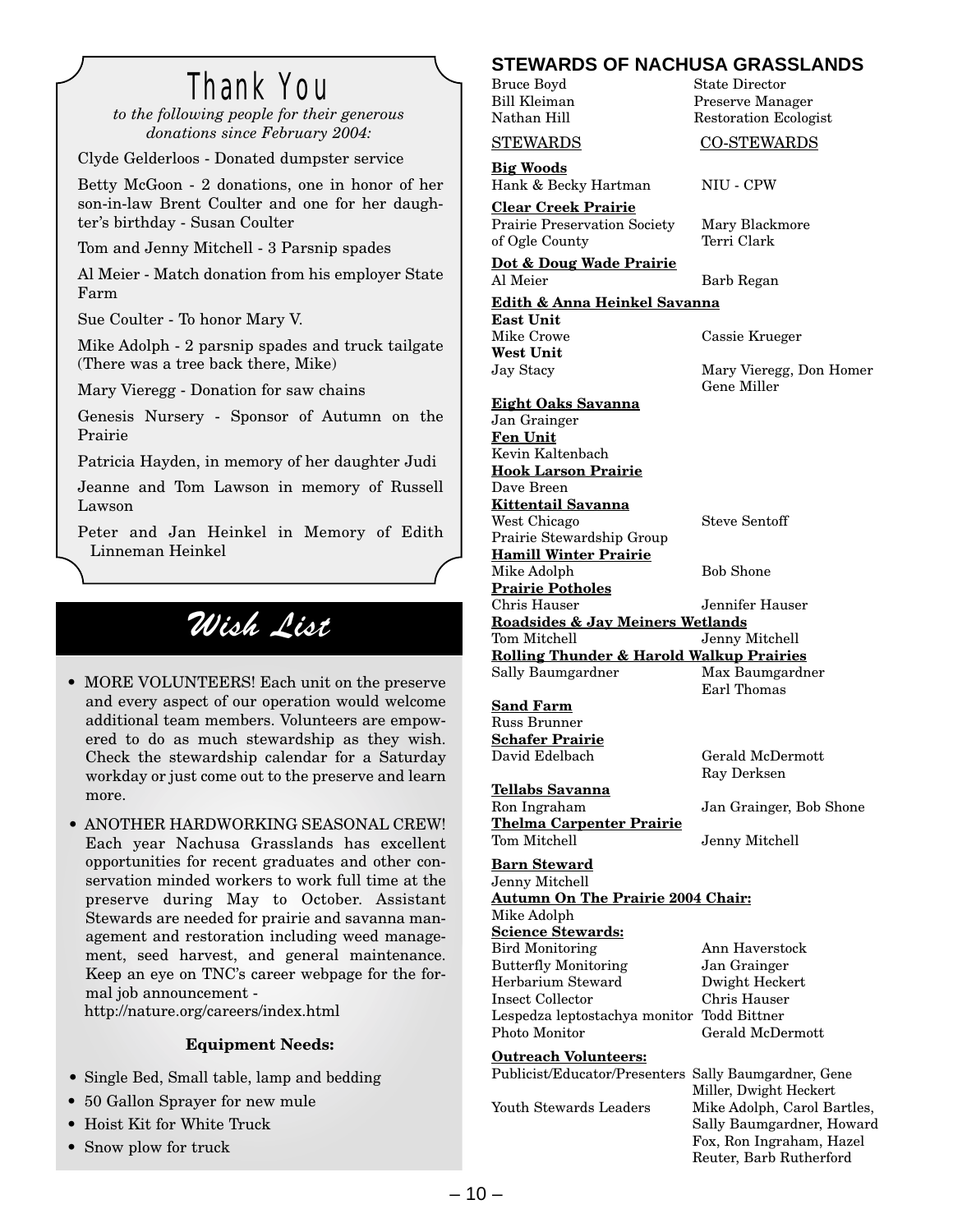# Thank You

*to the following people for their generous donations since February 2004:*

Clyde Gelderloos - Donated dumpster service

Betty McGoon - 2 donations, one in honor of her son-in-law Brent Coulter and one for her daughter's birthday - Susan Coulter

Tom and Jenny Mitchell - 3 Parsnip spades

Al Meier - Match donation from his employer State Farm

Sue Coulter - To honor Mary V.

Mike Adolph - 2 parsnip spades and truck tailgate (There was a tree back there, Mike)

Mary Vieregg - Donation for saw chains

Genesis Nursery - Sponsor of Autumn on the Prairie

Patricia Hayden, in memory of her daughter Judi

Jeanne and Tom Lawson in memory of Russell Lawson

Peter and Jan Heinkel in Memory of Edith Linneman Heinkel

# Wish List

- MORE VOLUNTEERS! Each unit on the preserve and every aspect of our operation would welcome additional team members. Volunteers are empowered to do as much stewardship as they wish. Check the stewardship calendar for a Saturday workday or just come out to the preserve and learn more.
- ANOTHER HARDWORKING SEASONAL CREW! Each year Nachusa Grasslands has excellent opportunities for recent graduates and other conservation minded workers to work full time at the preserve during May to October. Assistant Stewards are needed for prairie and savanna management and restoration including weed management, seed harvest, and general maintenance. Keep an eye on TNC's career webpage for the formal job announcement - http://nature.org/careers/index.html

**Equipment Needs:**

- Single Bed, Small table, lamp and bedding
- 50 Gallon Sprayer for new mule
- Hoist Kit for White Truck
- Snow plow for truck

## STEWARDS OF NACHUSA GRASSLANDS

| | |
|---|---|
| Bruce Boyd | State Director |
| Bill Kleiman | Preserve Manager |
| Nathan Hill | Restoration Ecologist |

| STEWARDS | CO-STEWARDS |
|---|---|
| **Big Woods** | |
| Hank & Becky Hartman | NIU - CPW |
| **Clear Creek Prairie** | |
| Prairie Preservation Society of Ogle County | Mary Blackmore, Terri Clark |
| **Dot & Doug Wade Prairie** | |
| Al Meier | Barb Regan |
| **Edith & Anna Heinkel Savanna** | |
| **East Unit** | |
| Mike Crowe | Cassie Krueger |
| **West Unit** | |
| Jay Stacy | Mary Vieregg, Don Homer, Gene Miller |
| **Eight Oaks Savanna** | |
| Jan Grainger | |
| **Fen Unit** | |
| Kevin Kaltenbach | |
| **Hook Larson Prairie** | |
| Dave Breen | |
| **Kittentail Savanna** | |
| West Chicago Prairie Stewardship Group | Steve Sentoff |
| **Hamill Winter Prairie** | |
| Mike Adolph | Bob Shone |
| **Prairie Potholes** | |
| Chris Hauser | Jennifer Hauser |
| **Roadsides & Jay Meiners Wetlands** | |
| Tom Mitchell | Jenny Mitchell |
| **Rolling Thunder & Harold Walkup Prairies** | |
| Sally Baumgardner | Max Baumgardner, Earl Thomas |
| **Sand Farm** | |
| Russ Brunner | |
| **Schafer Prairie** | |
| David Edelbach | Gerald McDermott, Ray Derksen |
| **Tellabs Savanna** | |
| Ron Ingraham | Jan Grainger, Bob Shone |
| **Thelma Carpenter Prairie** | |
| Tom Mitchell | Jenny Mitchell |

**Barn Steward**
Jenny Mitchell

**Autumn On The Prairie 2004 Chair:**
Mike Adolph

**Science Stewards:**

| | |
|---|---|
| Bird Monitoring | Ann Haverstock |
| Butterfly Monitoring | Jan Grainger |
| Herbarium Steward | Dwight Heckert |
| Insect Collector | Chris Hauser |
| Lespedza leptostachya monitor | Todd Bittner |
| Photo Monitor | Gerald McDermott |

**Outreach Volunteers:**

| | |
|---|---|
| Publicist/Educator/Presenters | Sally Baumgardner, Gene Miller, Dwight Heckert |
| Youth Stewards Leaders | Mike Adolph, Carol Bartles, Sally Baumgardner, Howard Fox, Ron Ingraham, Hazel Reuter, Barb Rutherford |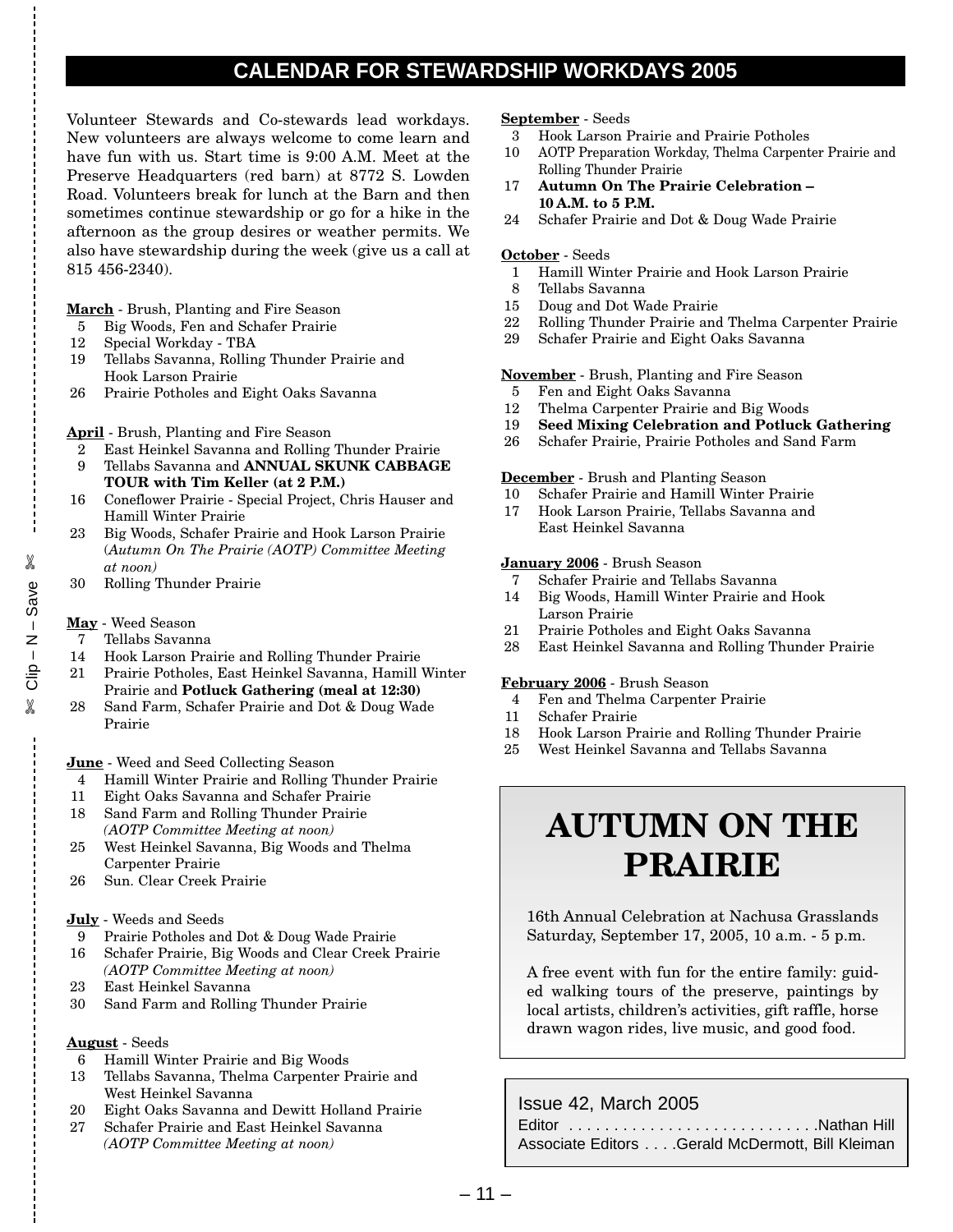# CALENDAR FOR STEWARDSHIP WORKDAYS 2005

Volunteer Stewards and Co-stewards lead workdays. New volunteers are always welcome to come learn and have fun with us. Start time is 9:00 A.M. Meet at the Preserve Headquarters (red barn) at 8772 S. Lowden Road. Volunteers break for lunch at the Barn and then sometimes continue stewardship or go for a hike in the afternoon as the group desires or weather permits. We also have stewardship during the week (give us a call at 815 456-2340).

**March** - Brush, Planting and Fire Season
- 5 Big Woods, Fen and Schafer Prairie
- 12 Special Workday - TBA
- 19 Tellabs Savanna, Rolling Thunder Prairie and Hook Larson Prairie
- 26 Prairie Potholes and Eight Oaks Savanna

**April** - Brush, Planting and Fire Season
- 2 East Heinkel Savanna and Rolling Thunder Prairie
- 9 Tellabs Savanna and **ANNUAL SKUNK CABBAGE TOUR with Tim Keller (at 2 P.M.)**
- 16 Coneflower Prairie - Special Project, Chris Hauser and Hamill Winter Prairie
- 23 Big Woods, Schafer Prairie and Hook Larson Prairie (*Autumn On The Prairie (AOTP) Committee Meeting at noon)*
- 30 Rolling Thunder Prairie

**May** - Weed Season
- 7 Tellabs Savanna
- 14 Hook Larson Prairie and Rolling Thunder Prairie
- 21 Prairie Potholes, East Heinkel Savanna, Hamill Winter Prairie and **Potluck Gathering (meal at 12:30)**
- 28 Sand Farm, Schafer Prairie and Dot & Doug Wade Prairie

**June** - Weed and Seed Collecting Season
- 4 Hamill Winter Prairie and Rolling Thunder Prairie
- 11 Eight Oaks Savanna and Schafer Prairie
- 18 Sand Farm and Rolling Thunder Prairie *(AOTP Committee Meeting at noon)*
- 25 West Heinkel Savanna, Big Woods and Thelma Carpenter Prairie
- 26 Sun. Clear Creek Prairie

**July** - Weeds and Seeds
- 9 Prairie Potholes and Dot & Doug Wade Prairie
- 16 Schafer Prairie, Big Woods and Clear Creek Prairie *(AOTP Committee Meeting at noon)*
- 23 East Heinkel Savanna
- 30 Sand Farm and Rolling Thunder Prairie

**August** - Seeds
- 6 Hamill Winter Prairie and Big Woods
- 13 Tellabs Savanna, Thelma Carpenter Prairie and West Heinkel Savanna
- 20 Eight Oaks Savanna and Dewitt Holland Prairie
- 27 Schafer Prairie and East Heinkel Savanna *(AOTP Committee Meeting at noon)*

**September** - Seeds
- 3 Hook Larson Prairie and Prairie Potholes
- 10 AOTP Preparation Workday, Thelma Carpenter Prairie and Rolling Thunder Prairie
- 17 **Autumn On The Prairie Celebration – 10 A.M. to 5 P.M.**
- 24 Schafer Prairie and Dot & Doug Wade Prairie

**October** - Seeds
- 1 Hamill Winter Prairie and Hook Larson Prairie
- 8 Tellabs Savanna
- 15 Doug and Dot Wade Prairie
- 22 Rolling Thunder Prairie and Thelma Carpenter Prairie
- 29 Schafer Prairie and Eight Oaks Savanna

**November** - Brush, Planting and Fire Season
- 5 Fen and Eight Oaks Savanna
- 12 Thelma Carpenter Prairie and Big Woods
- 19 **Seed Mixing Celebration and Potluck Gathering**
- 26 Schafer Prairie, Prairie Potholes and Sand Farm

**December** - Brush and Planting Season
- 10 Schafer Prairie and Hamill Winter Prairie
- 17 Hook Larson Prairie, Tellabs Savanna and East Heinkel Savanna

**January 2006** - Brush Season
- 7 Schafer Prairie and Tellabs Savanna
- 14 Big Woods, Hamill Winter Prairie and Hook Larson Prairie
- 21 Prairie Potholes and Eight Oaks Savanna
- 28 East Heinkel Savanna and Rolling Thunder Prairie

**February 2006** - Brush Season
- 4 Fen and Thelma Carpenter Prairie
- 11 Schafer Prairie
- 18 Hook Larson Prairie and Rolling Thunder Prairie
- 25 West Heinkel Savanna and Tellabs Savanna

## AUTUMN ON THE PRAIRIE

16th Annual Celebration at Nachusa Grasslands
Saturday, September 17, 2005, 10 a.m. - 5 p.m.

A free event with fun for the entire family: guided walking tours of the preserve, paintings by local artists, children's activities, gift raffle, horse drawn wagon rides, live music, and good food.

Issue 42, March 2005
Editor . . . . . . . . . . . . . . . . . . . . . . . . . . . .Nathan Hill
Associate Editors . . . .Gerald McDermott, Bill Kleiman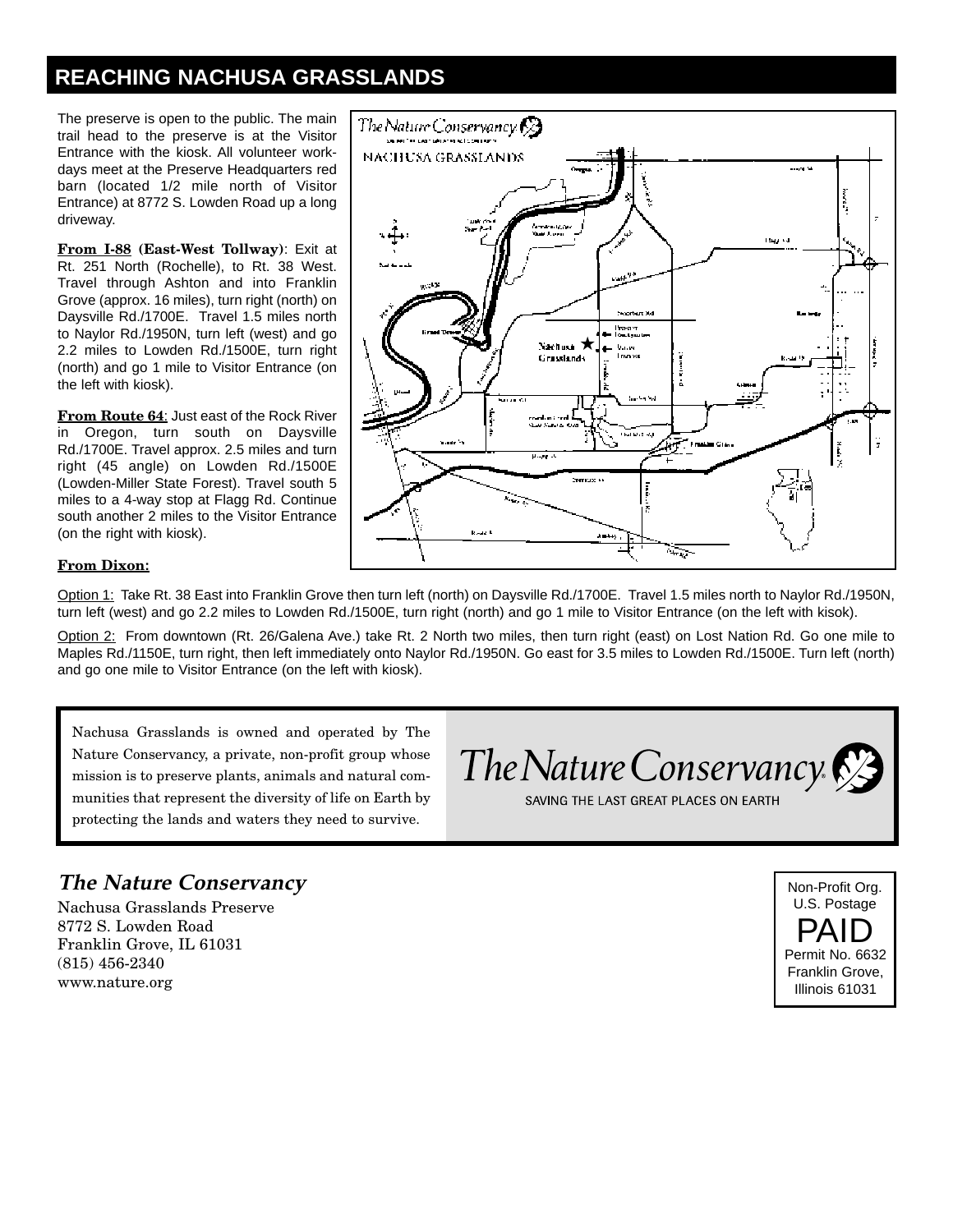## REACHING NACHUSA GRASSLANDS

The preserve is open to the public. The main trail head to the preserve is at the Visitor Entrance with the kiosk. All volunteer workdays meet at the Preserve Headquarters red barn (located 1/2 mile north of Visitor Entrance) at 8772 S. Lowden Road up a long driveway.

**From I-88 (East-West Tollway)**: Exit at Rt. 251 North (Rochelle), to Rt. 38 West. Travel through Ashton and into Franklin Grove (approx. 16 miles), turn right (north) on Daysville Rd./1700E. Travel 1.5 miles north to Naylor Rd./1950N, turn left (west) and go 2.2 miles to Lowden Rd./1500E, turn right (north) and go 1 mile to Visitor Entrance (on the left with kiosk).

**From Route 64**: Just east of the Rock River in Oregon, turn south on Daysville Rd./1700E. Travel approx. 2.5 miles and turn right (45 angle) on Lowden Rd./1500E (Lowden-Miller State Forest). Travel south 5 miles to a 4-way stop at Flagg Rd. Continue south another 2 miles to the Visitor Entrance (on the right with kiosk).

**From Dixon:**

Option 1: Take Rt. 38 East into Franklin Grove then turn left (north) on Daysville Rd./1700E. Travel 1.5 miles north to Naylor Rd./1950N, turn left (west) and go 2.2 miles to Lowden Rd./1500E, turn right (north) and go 1 mile to Visitor Entrance (on the left with kisok).

Option 2: From downtown (Rt. 26/Galena Ave.) take Rt. 2 North two miles, then turn right (east) on Lost Nation Rd. Go one mile to Maples Rd./1150E, turn right, then left immediately onto Naylor Rd./1950N. Go east for 3.5 miles to Lowden Rd./1500E. Turn left (north) and go one mile to Visitor Entrance (on the left with kiosk).

The Nature Conservancy

NACHUSA GRASSLANDS

Nachusa Grasslands

Preserve Headquarters

Visitor Entrance

Franklin Grove

Oregon

Nachusa Grasslands is owned and operated by The Nature Conservancy, a private, non-profit group whose mission is to preserve plants, animals and natural communities that represent the diversity of life on Earth by protecting the lands and waters they need to survive.

The Nature Conservancy

SAVING THE LAST GREAT PLACES ON EARTH

### *The Nature Conservancy*

Nachusa Grasslands Preserve
8772 S. Lowden Road
Franklin Grove, IL 61031
(815) 456-2340
www.nature.org

Non-Profit Org.
U.S. Postage
PAID
Permit No. 6632
Franklin Grove,
Illinois 61031